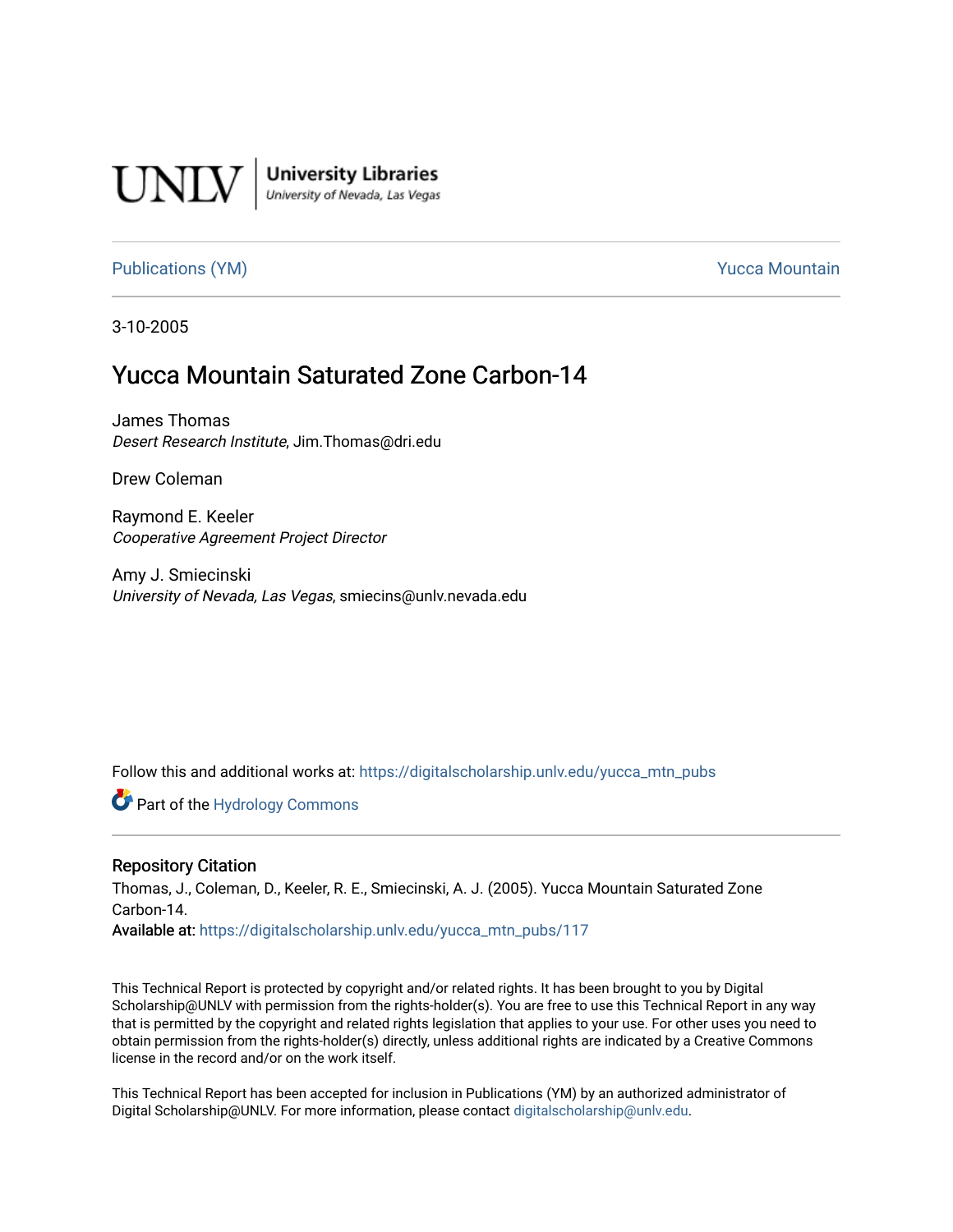UNLV | University Libraries
University of Nevada, Las Vegas

Publications (YM) Yucca Mountain

3-10-2005

# Yucca Mountain Saturated Zone Carbon-14

James Thomas
*Desert Research Institute*, Jim.Thomas@dri.edu

Drew Coleman

Raymond E. Keeler
*Cooperative Agreement Project Director*

Amy J. Smiecinski
*University of Nevada, Las Vegas*, smiecins@unlv.nevada.edu

Follow this and additional works at: https://digitalscholarship.unlv.edu/yucca_mtn_pubs

Part of the Hydrology Commons

## Repository Citation

Thomas, J., Coleman, D., Keeler, R. E., Smiecinski, A. J. (2005). Yucca Mountain Saturated Zone Carbon-14.
**Available at:** https://digitalscholarship.unlv.edu/yucca_mtn_pubs/117

This Technical Report is protected by copyright and/or related rights. It has been brought to you by Digital Scholarship@UNLV with permission from the rights-holder(s). You are free to use this Technical Report in any way that is permitted by the copyright and related rights legislation that applies to your use. For other uses you need to obtain permission from the rights-holder(s) directly, unless additional rights are indicated by a Creative Commons license in the record and/or on the work itself.

This Technical Report has been accepted for inclusion in Publications (YM) by an authorized administrator of Digital Scholarship@UNLV. For more information, please contact digitalscholarship@unlv.edu.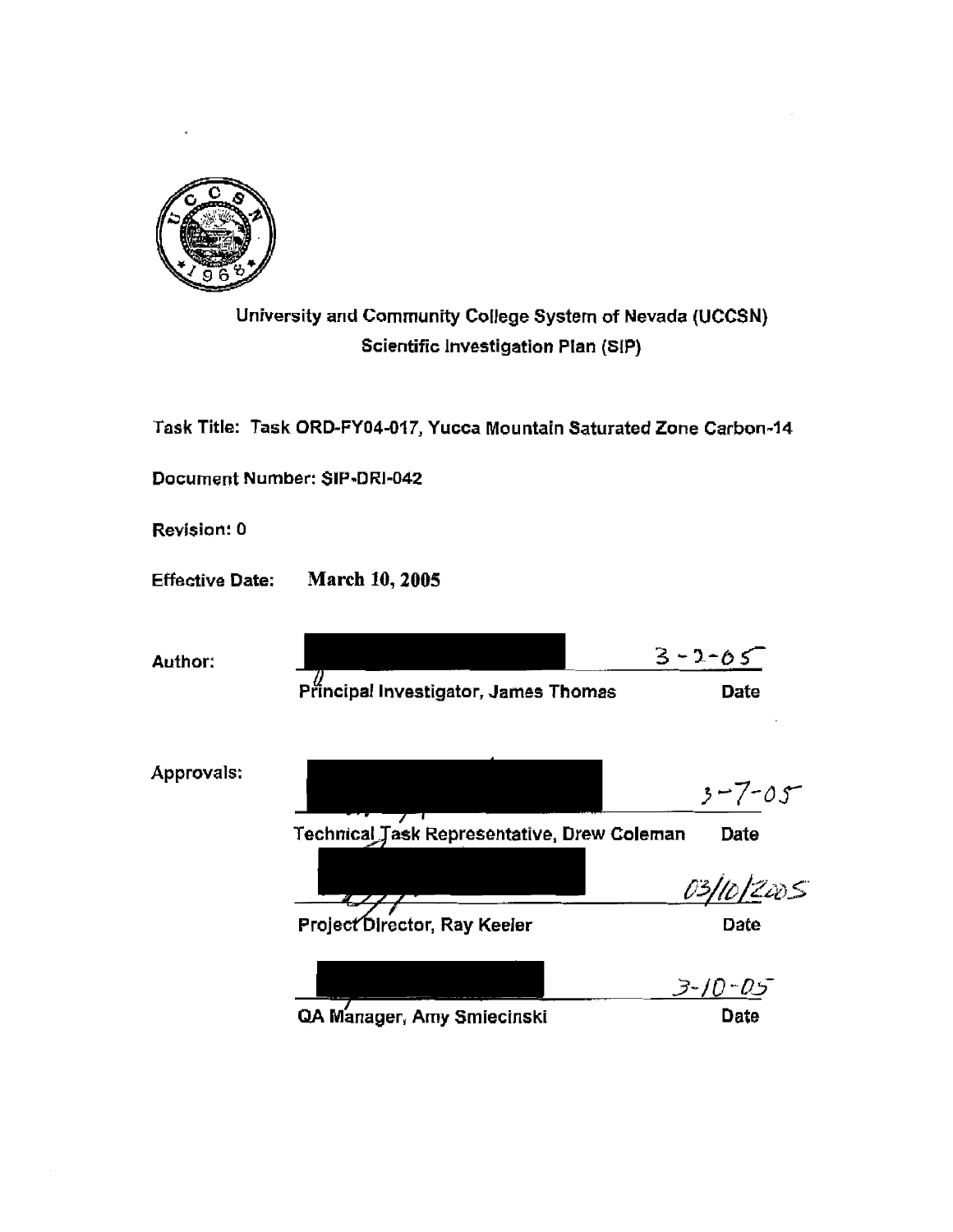University and Community College System of Nevada (UCCSN)
Scientific Investigation Plan (SIP)

Task Title: Task ORD-FY04-017, Yucca Mountain Saturated Zone Carbon-14

Document Number: SIP-DRI-042

Revision: 0

Effective Date: **March 10, 2005**

Author:

| | |
|---|---|
| Principal Investigator, James Thomas | 3-2-05 |
| | Date |

Approvals:

| | |
|---|---|
| Technical Task Representative, Drew Coleman | 3-7-05 |
| | Date |
| Project Director, Ray Keeler | 03/10/2005 |
| | Date |
| QA Manager, Amy Smiecinski | 3-10-05 |
| | Date |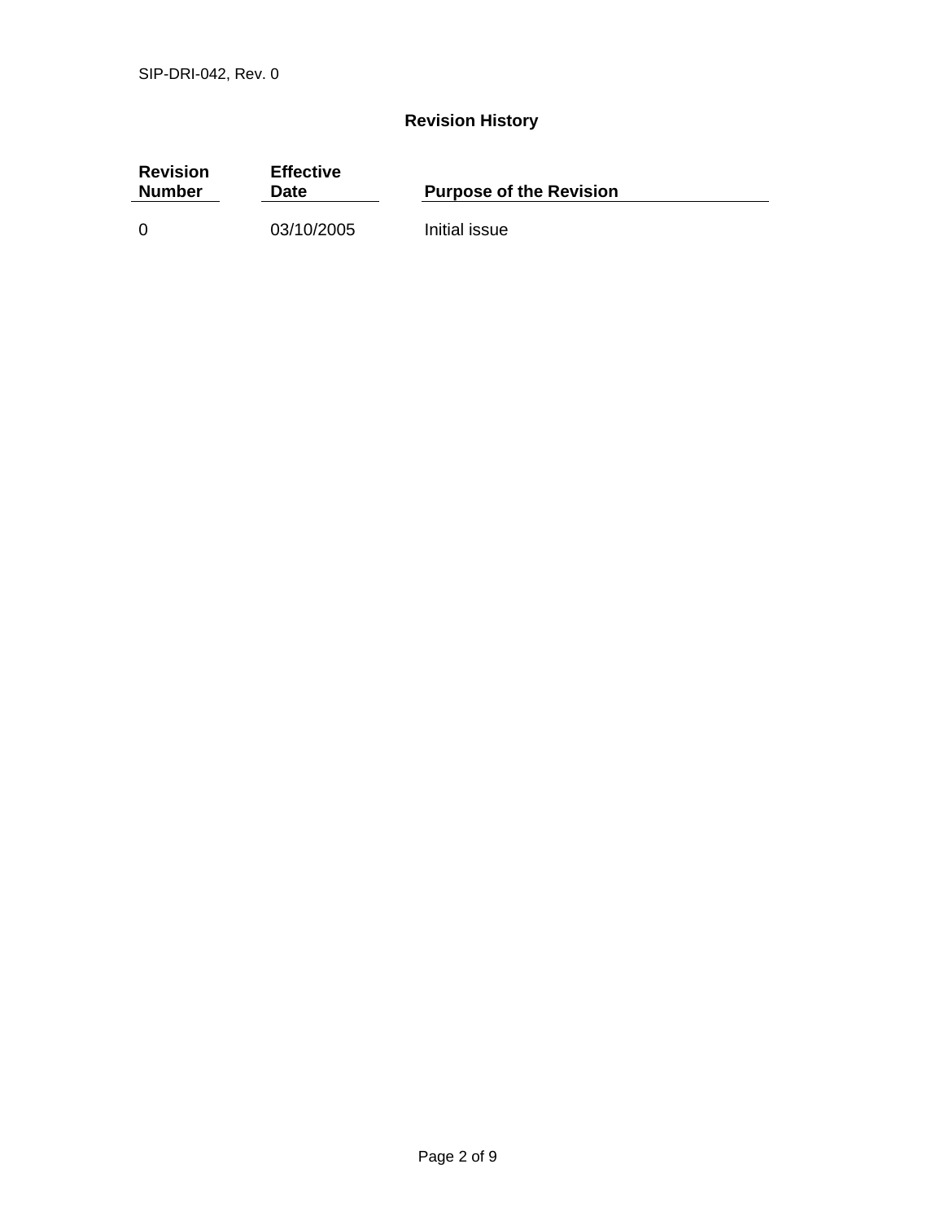## Revision History

| Revision Number | Effective Date | Purpose of the Revision |
|---|---|---|
| 0 | 03/10/2005 | Initial issue |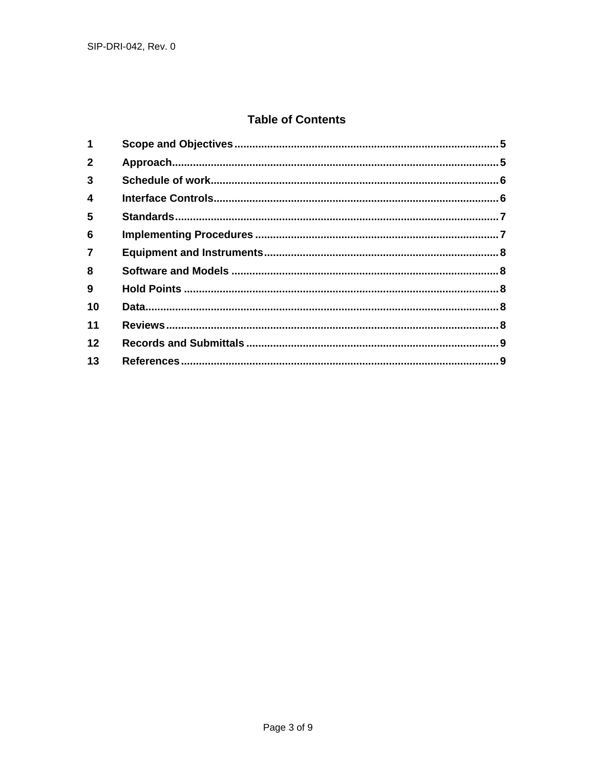## Table of Contents

| | | |
|---|---|---|
| 1 | **Scope and Objectives** | 5 |
| 2 | **Approach** | 5 |
| 3 | **Schedule of work** | 6 |
| 4 | **Interface Controls** | 6 |
| 5 | **Standards** | 7 |
| 6 | **Implementing Procedures** | 7 |
| 7 | **Equipment and Instruments** | 8 |
| 8 | **Software and Models** | 8 |
| 9 | **Hold Points** | 8 |
| 10 | **Data** | 8 |
| 11 | **Reviews** | 8 |
| 12 | **Records and Submittals** | 9 |
| 13 | **References** | 9 |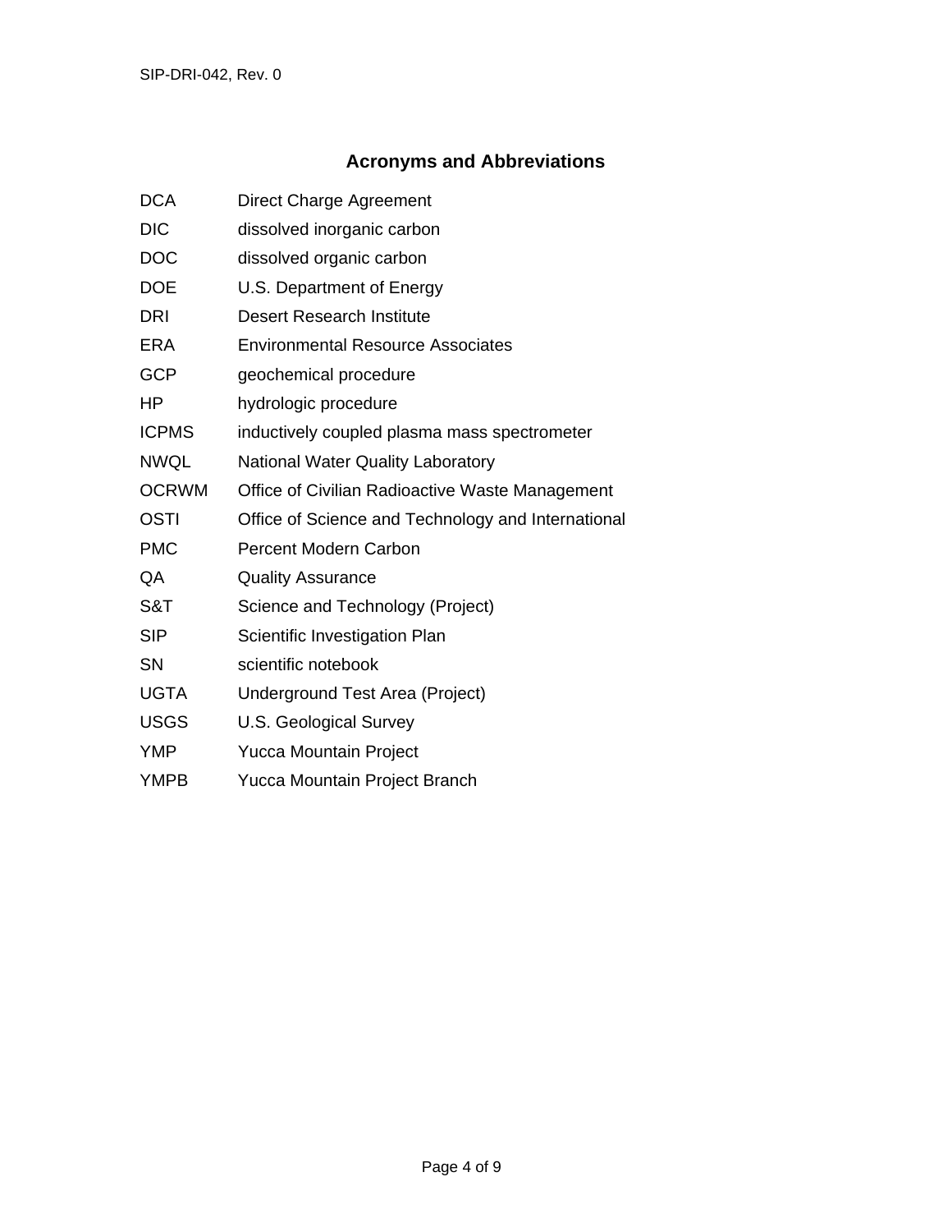## Acronyms and Abbreviations

| | |
|---|---|
| DCA | Direct Charge Agreement |
| DIC | dissolved inorganic carbon |
| DOC | dissolved organic carbon |
| DOE | U.S. Department of Energy |
| DRI | Desert Research Institute |
| ERA | Environmental Resource Associates |
| GCP | geochemical procedure |
| HP | hydrologic procedure |
| ICPMS | inductively coupled plasma mass spectrometer |
| NWQL | National Water Quality Laboratory |
| OCRWM | Office of Civilian Radioactive Waste Management |
| OSTI | Office of Science and Technology and International |
| PMC | Percent Modern Carbon |
| QA | Quality Assurance |
| S&T | Science and Technology (Project) |
| SIP | Scientific Investigation Plan |
| SN | scientific notebook |
| UGTA | Underground Test Area (Project) |
| USGS | U.S. Geological Survey |
| YMP | Yucca Mountain Project |
| YMPB | Yucca Mountain Project Branch |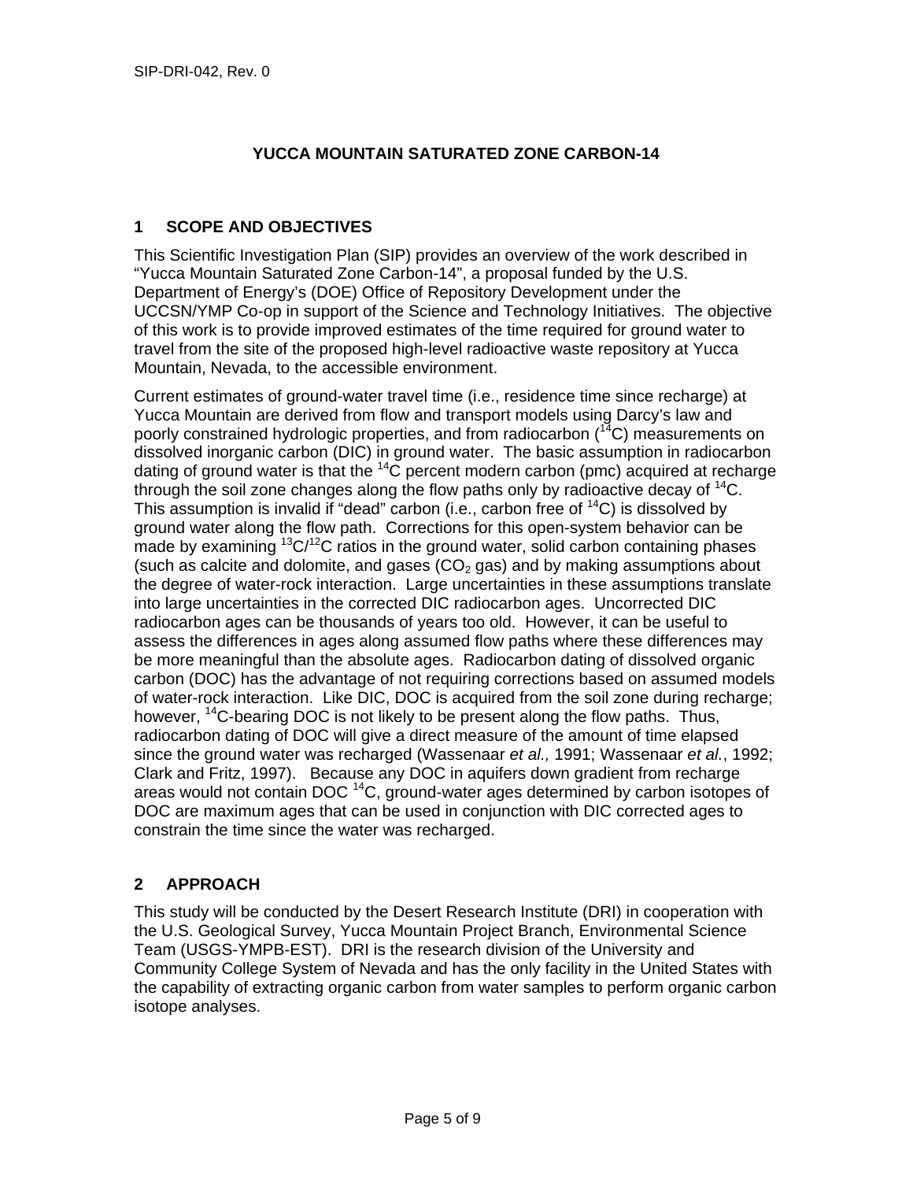# YUCCA MOUNTAIN SATURATED ZONE CARBON-14

## 1 SCOPE AND OBJECTIVES

This Scientific Investigation Plan (SIP) provides an overview of the work described in "Yucca Mountain Saturated Zone Carbon-14", a proposal funded by the U.S. Department of Energy's (DOE) Office of Repository Development under the UCCSN/YMP Co-op in support of the Science and Technology Initiatives. The objective of this work is to provide improved estimates of the time required for ground water to travel from the site of the proposed high-level radioactive waste repository at Yucca Mountain, Nevada, to the accessible environment.

Current estimates of ground-water travel time (i.e., residence time since recharge) at Yucca Mountain are derived from flow and transport models using Darcy's law and poorly constrained hydrologic properties, and from radiocarbon ($^{14}C$) measurements on dissolved inorganic carbon (DIC) in ground water. The basic assumption in radiocarbon dating of ground water is that the $^{14}C$ percent modern carbon (pmc) acquired at recharge through the soil zone changes along the flow paths only by radioactive decay of $^{14}C$. This assumption is invalid if "dead" carbon (i.e., carbon free of $^{14}C$) is dissolved by ground water along the flow path. Corrections for this open-system behavior can be made by examining $^{13}C/^{12}C$ ratios in the ground water, solid carbon containing phases (such as calcite and dolomite, and gases ($CO_2$ gas) and by making assumptions about the degree of water-rock interaction. Large uncertainties in these assumptions translate into large uncertainties in the corrected DIC radiocarbon ages. Uncorrected DIC radiocarbon ages can be thousands of years too old. However, it can be useful to assess the differences in ages along assumed flow paths where these differences may be more meaningful than the absolute ages. Radiocarbon dating of dissolved organic carbon (DOC) has the advantage of not requiring corrections based on assumed models of water-rock interaction. Like DIC, DOC is acquired from the soil zone during recharge; however, $^{14}C$-bearing DOC is not likely to be present along the flow paths. Thus, radiocarbon dating of DOC will give a direct measure of the amount of time elapsed since the ground water was recharged (Wassenaar *et al.,* 1991; Wassenaar *et al.*, 1992; Clark and Fritz, 1997). Because any DOC in aquifers down gradient from recharge areas would not contain DOC $^{14}C$, ground-water ages determined by carbon isotopes of DOC are maximum ages that can be used in conjunction with DIC corrected ages to constrain the time since the water was recharged.

## 2 APPROACH

This study will be conducted by the Desert Research Institute (DRI) in cooperation with the U.S. Geological Survey, Yucca Mountain Project Branch, Environmental Science Team (USGS-YMPB-EST). DRI is the research division of the University and Community College System of Nevada and has the only facility in the United States with the capability of extracting organic carbon from water samples to perform organic carbon isotope analyses.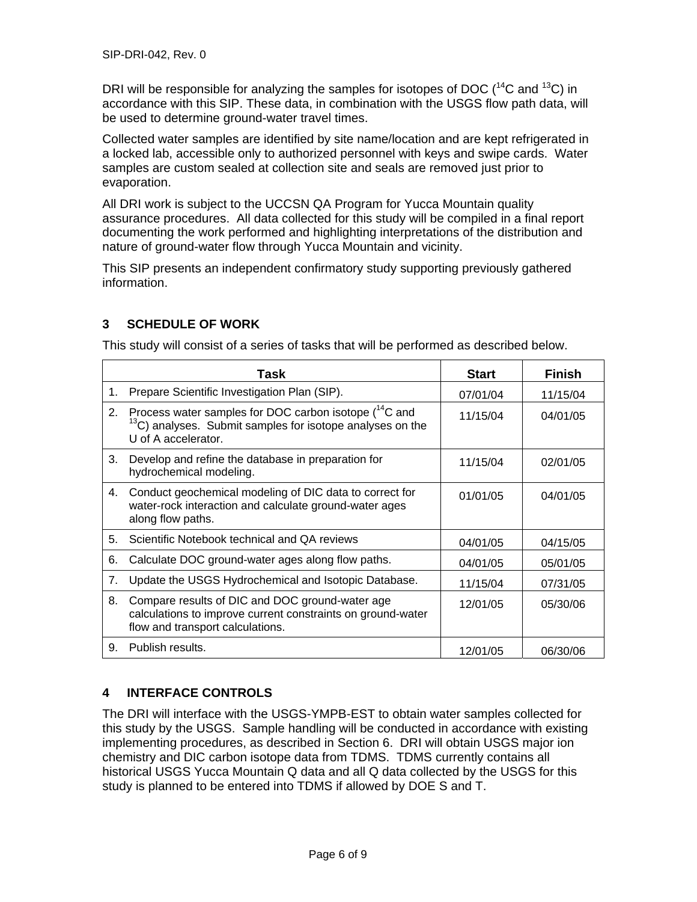DRI will be responsible for analyzing the samples for isotopes of DOC ($^{14}C$ and $^{13}C$) in accordance with this SIP. These data, in combination with the USGS flow path data, will be used to determine ground-water travel times.

Collected water samples are identified by site name/location and are kept refrigerated in a locked lab, accessible only to authorized personnel with keys and swipe cards. Water samples are custom sealed at collection site and seals are removed just prior to evaporation.

All DRI work is subject to the UCCSN QA Program for Yucca Mountain quality assurance procedures. All data collected for this study will be compiled in a final report documenting the work performed and highlighting interpretations of the distribution and nature of ground-water flow through Yucca Mountain and vicinity.

This SIP presents an independent confirmatory study supporting previously gathered information.

## 3 SCHEDULE OF WORK

This study will consist of a series of tasks that will be performed as described below.

| Task | Start | Finish |
|---|---|---|
| 1. Prepare Scientific Investigation Plan (SIP). | 07/01/04 | 11/15/04 |
| 2. Process water samples for DOC carbon isotope ($^{14}C$ and $^{13}C$) analyses. Submit samples for isotope analyses on the U of A accelerator. | 11/15/04 | 04/01/05 |
| 3. Develop and refine the database in preparation for hydrochemical modeling. | 11/15/04 | 02/01/05 |
| 4. Conduct geochemical modeling of DIC data to correct for water-rock interaction and calculate ground-water ages along flow paths. | 01/01/05 | 04/01/05 |
| 5. Scientific Notebook technical and QA reviews | 04/01/05 | 04/15/05 |
| 6. Calculate DOC ground-water ages along flow paths. | 04/01/05 | 05/01/05 |
| 7. Update the USGS Hydrochemical and Isotopic Database. | 11/15/04 | 07/31/05 |
| 8. Compare results of DIC and DOC ground-water age calculations to improve current constraints on ground-water flow and transport calculations. | 12/01/05 | 05/30/06 |
| 9. Publish results. | 12/01/05 | 06/30/06 |

## 4 INTERFACE CONTROLS

The DRI will interface with the USGS-YMPB-EST to obtain water samples collected for this study by the USGS. Sample handling will be conducted in accordance with existing implementing procedures, as described in Section 6. DRI will obtain USGS major ion chemistry and DIC carbon isotope data from TDMS. TDMS currently contains all historical USGS Yucca Mountain Q data and all Q data collected by the USGS for this study is planned to be entered into TDMS if allowed by DOE S and T.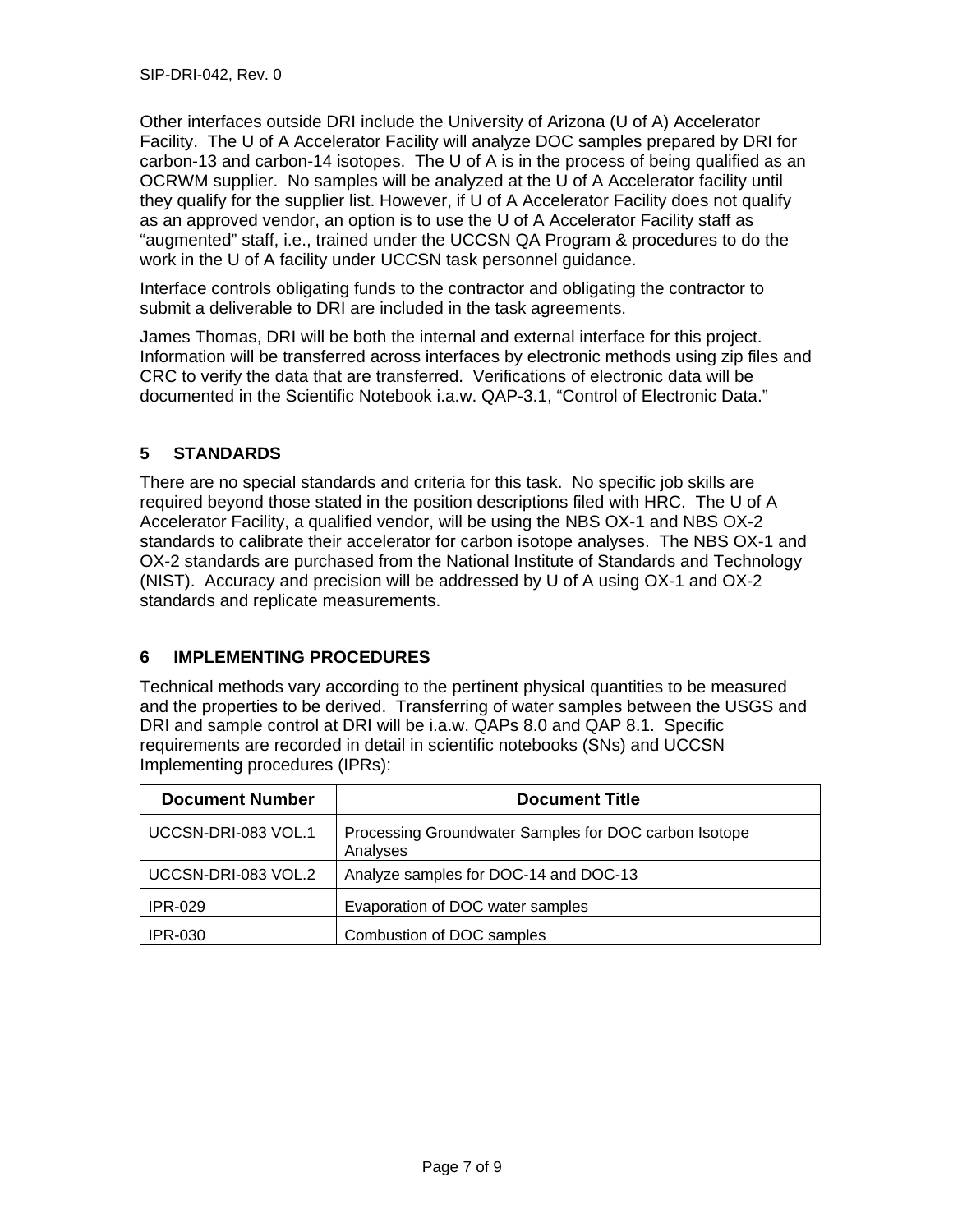Other interfaces outside DRI include the University of Arizona (U of A) Accelerator Facility. The U of A Accelerator Facility will analyze DOC samples prepared by DRI for carbon-13 and carbon-14 isotopes. The U of A is in the process of being qualified as an OCRWM supplier. No samples will be analyzed at the U of A Accelerator facility until they qualify for the supplier list. However, if U of A Accelerator Facility does not qualify as an approved vendor, an option is to use the U of A Accelerator Facility staff as "augmented" staff, i.e., trained under the UCCSN QA Program & procedures to do the work in the U of A facility under UCCSN task personnel guidance.

Interface controls obligating funds to the contractor and obligating the contractor to submit a deliverable to DRI are included in the task agreements.

James Thomas, DRI will be both the internal and external interface for this project. Information will be transferred across interfaces by electronic methods using zip files and CRC to verify the data that are transferred. Verifications of electronic data will be documented in the Scientific Notebook i.a.w. QAP-3.1, "Control of Electronic Data."

## 5 STANDARDS

There are no special standards and criteria for this task. No specific job skills are required beyond those stated in the position descriptions filed with HRC. The U of A Accelerator Facility, a qualified vendor, will be using the NBS OX-1 and NBS OX-2 standards to calibrate their accelerator for carbon isotope analyses. The NBS OX-1 and OX-2 standards are purchased from the National Institute of Standards and Technology (NIST). Accuracy and precision will be addressed by U of A using OX-1 and OX-2 standards and replicate measurements.

## 6 IMPLEMENTING PROCEDURES

Technical methods vary according to the pertinent physical quantities to be measured and the properties to be derived. Transferring of water samples between the USGS and DRI and sample control at DRI will be i.a.w. QAPs 8.0 and QAP 8.1. Specific requirements are recorded in detail in scientific notebooks (SNs) and UCCSN Implementing procedures (IPRs):

| Document Number | Document Title |
|---|---|
| UCCSN-DRI-083 VOL.1 | Processing Groundwater Samples for DOC carbon Isotope Analyses |
| UCCSN-DRI-083 VOL.2 | Analyze samples for DOC-14 and DOC-13 |
| IPR-029 | Evaporation of DOC water samples |
| IPR-030 | Combustion of DOC samples |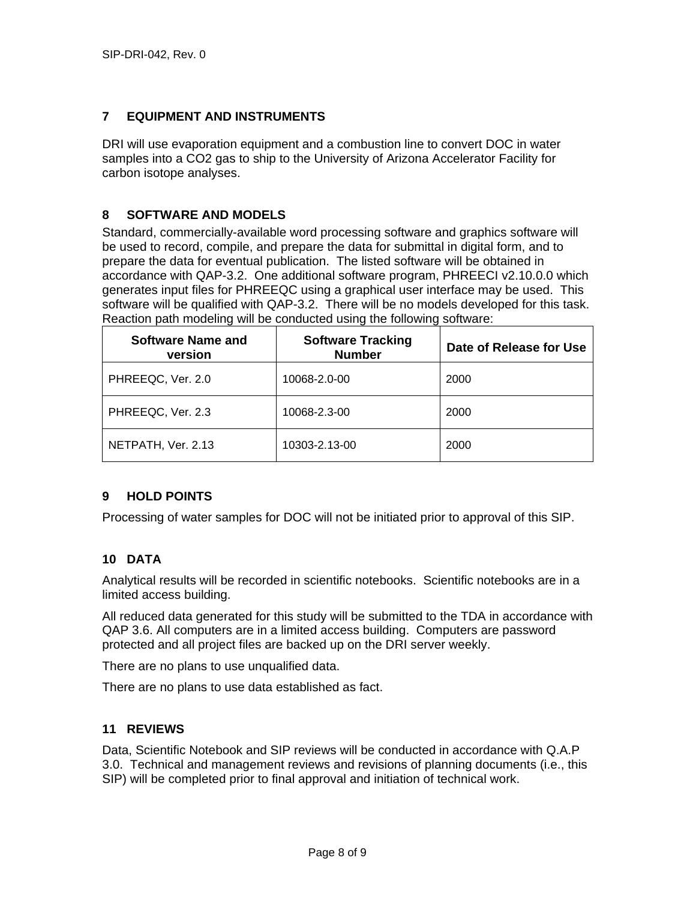## 7 EQUIPMENT AND INSTRUMENTS

DRI will use evaporation equipment and a combustion line to convert DOC in water samples into a CO2 gas to ship to the University of Arizona Accelerator Facility for carbon isotope analyses.

## 8 SOFTWARE AND MODELS

Standard, commercially-available word processing software and graphics software will be used to record, compile, and prepare the data for submittal in digital form, and to prepare the data for eventual publication. The listed software will be obtained in accordance with QAP-3.2. One additional software program, PHREECI v2.10.0.0 which generates input files for PHREEQC using a graphical user interface may be used. This software will be qualified with QAP-3.2. There will be no models developed for this task. Reaction path modeling will be conducted using the following software:

| Software Name and version | Software Tracking Number | Date of Release for Use |
|---|---|---|
| PHREEQC, Ver. 2.0 | 10068-2.0-00 | 2000 |
| PHREEQC, Ver. 2.3 | 10068-2.3-00 | 2000 |
| NETPATH, Ver. 2.13 | 10303-2.13-00 | 2000 |

## 9 HOLD POINTS

Processing of water samples for DOC will not be initiated prior to approval of this SIP.

## 10 DATA

Analytical results will be recorded in scientific notebooks. Scientific notebooks are in a limited access building.

All reduced data generated for this study will be submitted to the TDA in accordance with QAP 3.6. All computers are in a limited access building. Computers are password protected and all project files are backed up on the DRI server weekly.

There are no plans to use unqualified data.

There are no plans to use data established as fact.

## 11 REVIEWS

Data, Scientific Notebook and SIP reviews will be conducted in accordance with Q.A.P 3.0. Technical and management reviews and revisions of planning documents (i.e., this SIP) will be completed prior to final approval and initiation of technical work.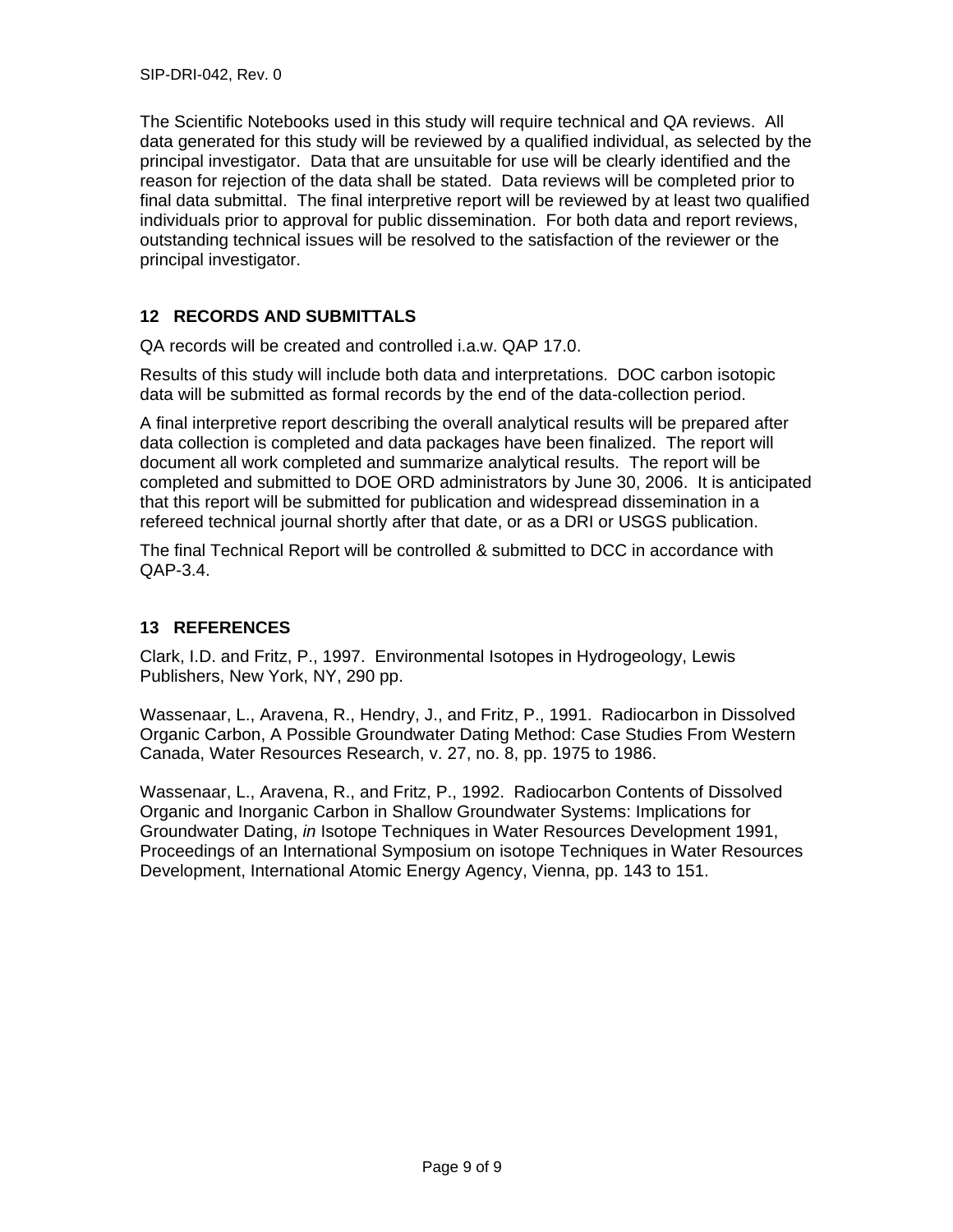The Scientific Notebooks used in this study will require technical and QA reviews. All data generated for this study will be reviewed by a qualified individual, as selected by the principal investigator. Data that are unsuitable for use will be clearly identified and the reason for rejection of the data shall be stated. Data reviews will be completed prior to final data submittal. The final interpretive report will be reviewed by at least two qualified individuals prior to approval for public dissemination. For both data and report reviews, outstanding technical issues will be resolved to the satisfaction of the reviewer or the principal investigator.

## 12 RECORDS AND SUBMITTALS

QA records will be created and controlled i.a.w. QAP 17.0.

Results of this study will include both data and interpretations. DOC carbon isotopic data will be submitted as formal records by the end of the data-collection period.

A final interpretive report describing the overall analytical results will be prepared after data collection is completed and data packages have been finalized. The report will document all work completed and summarize analytical results. The report will be completed and submitted to DOE ORD administrators by June 30, 2006. It is anticipated that this report will be submitted for publication and widespread dissemination in a refereed technical journal shortly after that date, or as a DRI or USGS publication.

The final Technical Report will be controlled & submitted to DCC in accordance with QAP-3.4.

## 13 REFERENCES

Clark, I.D. and Fritz, P., 1997. Environmental Isotopes in Hydrogeology, Lewis Publishers, New York, NY, 290 pp.

Wassenaar, L., Aravena, R., Hendry, J., and Fritz, P., 1991. Radiocarbon in Dissolved Organic Carbon, A Possible Groundwater Dating Method: Case Studies From Western Canada, Water Resources Research, v. 27, no. 8, pp. 1975 to 1986.

Wassenaar, L., Aravena, R., and Fritz, P., 1992. Radiocarbon Contents of Dissolved Organic and Inorganic Carbon in Shallow Groundwater Systems: Implications for Groundwater Dating, *in* Isotope Techniques in Water Resources Development 1991, Proceedings of an International Symposium on isotope Techniques in Water Resources Development, International Atomic Energy Agency, Vienna, pp. 143 to 151.